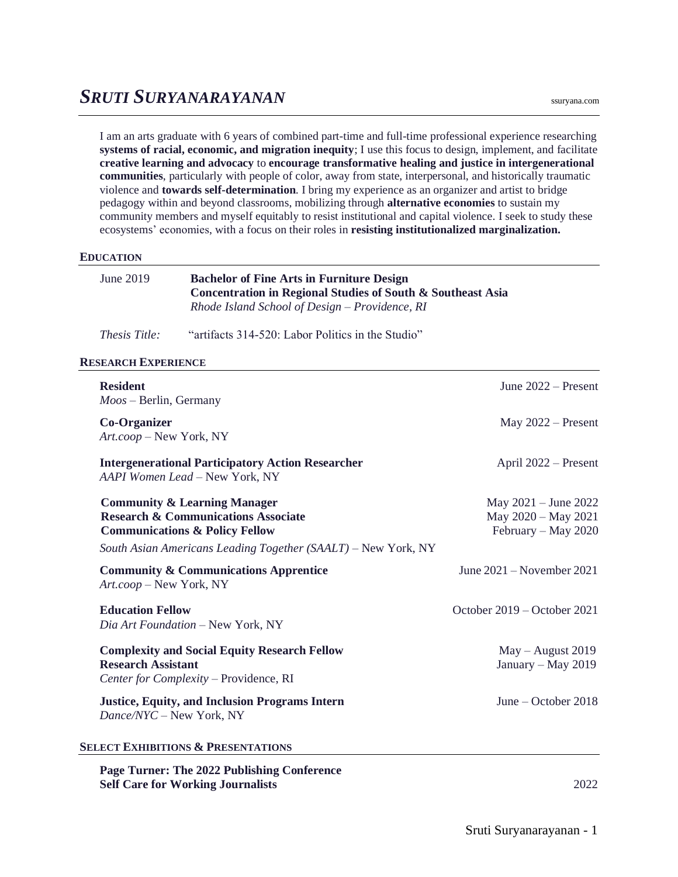# *SRUTI SURYANARAYANAN*

ssuryana.com

I am an arts graduate with 6 years of combined part-time and full-time professional experience researching **systems of racial, economic, and migration inequity**; I use this focus to design, implement, and facilitate **creative learning and advocacy** to **encourage transformative healing and justice in intergenerational communities**, particularly with people of color, away from state, interpersonal, and historically traumatic violence and **towards self-determination**. I bring my experience as an organizer and artist to bridge pedagogy within and beyond classrooms, mobilizing through **alternative economies** to sustain my community members and myself equitably to resist institutional and capital violence. I seek to study these ecosystems' economies, with a focus on their roles in **resisting institutionalized marginalization.**

## EDUCATION

June 2019 — **Bachelor of Fine Arts in Furniture Design**
**Concentration in Regional Studies of South & Southeast Asia**
*Rhode Island School of Design – Providence, RI*

*Thesis Title:* "artifacts 314-520: Labor Politics in the Studio"

## RESEARCH EXPERIENCE

**Resident** — June 2022 – Present
*Moos* – Berlin, Germany

**Co-Organizer** — May 2022 – Present
*Art.coop* – New York, NY

**Intergenerational Participatory Action Researcher** — April 2022 – Present
*AAPI Women Lead* – New York, NY

**Community & Learning Manager** — May 2021 – June 2022
**Research & Communications Associate** — May 2020 – May 2021
**Communications & Policy Fellow** — February – May 2020
*South Asian Americans Leading Together (SAALT)* – New York, NY

**Community & Communications Apprentice** — June 2021 – November 2021
*Art.coop* – New York, NY

**Education Fellow** — October 2019 – October 2021
*Dia Art Foundation* – New York, NY

**Complexity and Social Equity Research Fellow** — May – August 2019
**Research Assistant** — January – May 2019
*Center for Complexity* – Providence, RI

**Justice, Equity, and Inclusion Programs Intern** — June – October 2018
*Dance/NYC* – New York, NY

## SELECT EXHIBITIONS & PRESENTATIONS

**Page Turner: The 2022 Publishing Conference**
**Self Care for Working Journalists** — 2022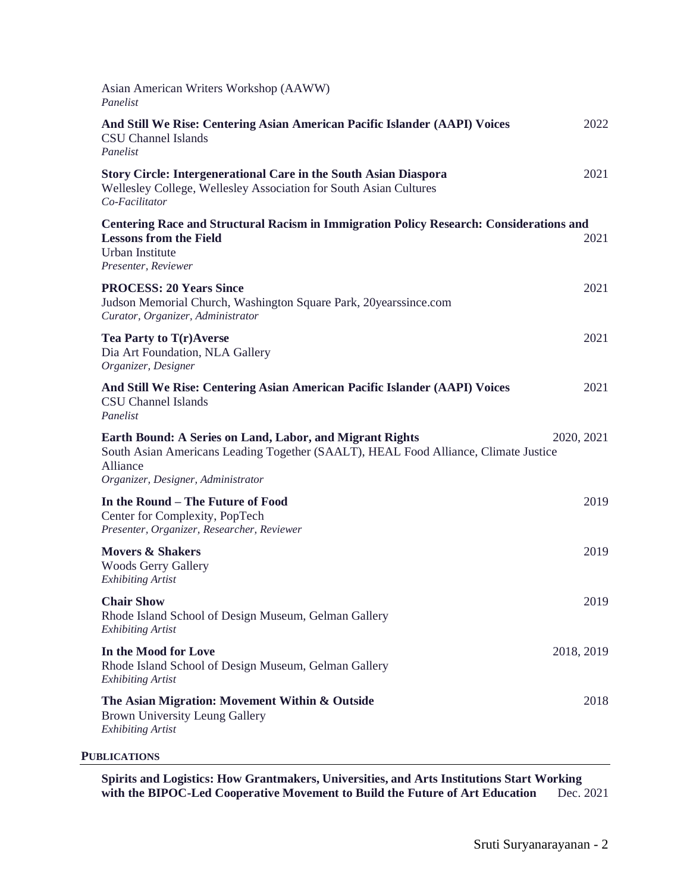Asian American Writers Workshop (AAWW)
*Panelist*

**And Still We Rise: Centering Asian American Pacific Islander (AAPI) Voices** 2022
CSU Channel Islands
*Panelist*

**Story Circle: Intergenerational Care in the South Asian Diaspora** 2021
Wellesley College, Wellesley Association for South Asian Cultures
*Co-Facilitator*

**Centering Race and Structural Racism in Immigration Policy Research: Considerations and Lessons from the Field** 2021
Urban Institute
*Presenter, Reviewer*

**PROCESS: 20 Years Since** 2021
Judson Memorial Church, Washington Square Park, 20yearssince.com
*Curator, Organizer, Administrator*

**Tea Party to T(r)Averse** 2021
Dia Art Foundation, NLA Gallery
*Organizer, Designer*

**And Still We Rise: Centering Asian American Pacific Islander (AAPI) Voices** 2021
CSU Channel Islands
*Panelist*

**Earth Bound: A Series on Land, Labor, and Migrant Rights** 2020, 2021
South Asian Americans Leading Together (SAALT), HEAL Food Alliance, Climate Justice Alliance
*Organizer, Designer, Administrator*

**In the Round – The Future of Food** 2019
Center for Complexity, PopTech
*Presenter, Organizer, Researcher, Reviewer*

**Movers & Shakers** 2019
Woods Gerry Gallery
*Exhibiting Artist*

**Chair Show** 2019
Rhode Island School of Design Museum, Gelman Gallery
*Exhibiting Artist*

**In the Mood for Love** 2018, 2019
Rhode Island School of Design Museum, Gelman Gallery
*Exhibiting Artist*

**The Asian Migration: Movement Within & Outside** 2018
Brown University Leung Gallery
*Exhibiting Artist*

## PUBLICATIONS

**Spirits and Logistics: How Grantmakers, Universities, and Arts Institutions Start Working with the BIPOC-Led Cooperative Movement to Build the Future of Art Education** Dec. 2021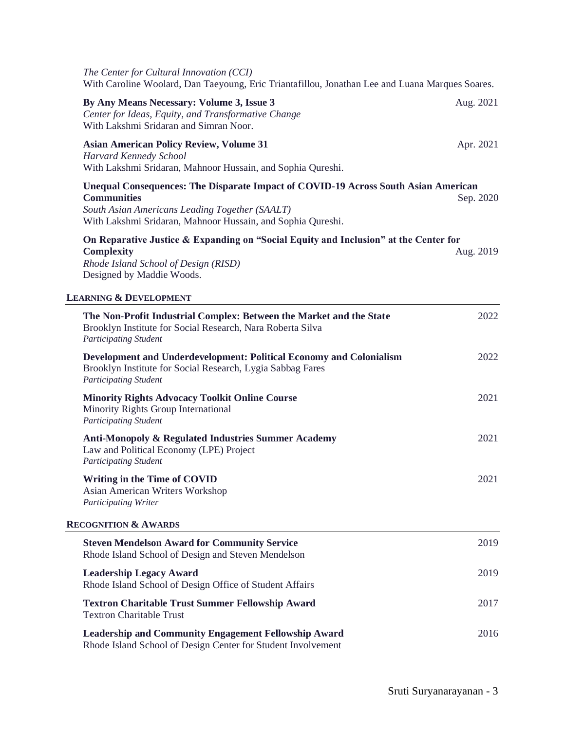*The Center for Cultural Innovation (CCI)*
With Caroline Woolard, Dan Taeyoung, Eric Triantafillou, Jonathan Lee and Luana Marques Soares.

**By Any Means Necessary: Volume 3, Issue 3** — Aug. 2021
*Center for Ideas, Equity, and Transformative Change*
With Lakshmi Sridaran and Simran Noor.

**Asian American Policy Review, Volume 31** — Apr. 2021
*Harvard Kennedy School*
With Lakshmi Sridaran, Mahnoor Hussain, and Sophia Qureshi.

**Unequal Consequences: The Disparate Impact of COVID-19 Across South Asian American Communities** — Sep. 2020
*South Asian Americans Leading Together (SAALT)*
With Lakshmi Sridaran, Mahnoor Hussain, and Sophia Qureshi.

**On Reparative Justice & Expanding on "Social Equity and Inclusion" at the Center for Complexity** — Aug. 2019
*Rhode Island School of Design (RISD)*
Designed by Maddie Woods.

## Learning & Development

**The Non-Profit Industrial Complex: Between the Market and the State** — 2022
Brooklyn Institute for Social Research, Nara Roberta Silva
*Participating Student*

**Development and Underdevelopment: Political Economy and Colonialism** — 2022
Brooklyn Institute for Social Research, Lygia Sabbag Fares
*Participating Student*

**Minority Rights Advocacy Toolkit Online Course** — 2021
Minority Rights Group International
*Participating Student*

**Anti-Monopoly & Regulated Industries Summer Academy** — 2021
Law and Political Economy (LPE) Project
*Participating Student*

**Writing in the Time of COVID** — 2021
Asian American Writers Workshop
*Participating Writer*

## Recognition & Awards

**Steven Mendelson Award for Community Service** — 2019
Rhode Island School of Design and Steven Mendelson

**Leadership Legacy Award** — 2019
Rhode Island School of Design Office of Student Affairs

**Textron Charitable Trust Summer Fellowship Award** — 2017
Textron Charitable Trust

**Leadership and Community Engagement Fellowship Award** — 2016
Rhode Island School of Design Center for Student Involvement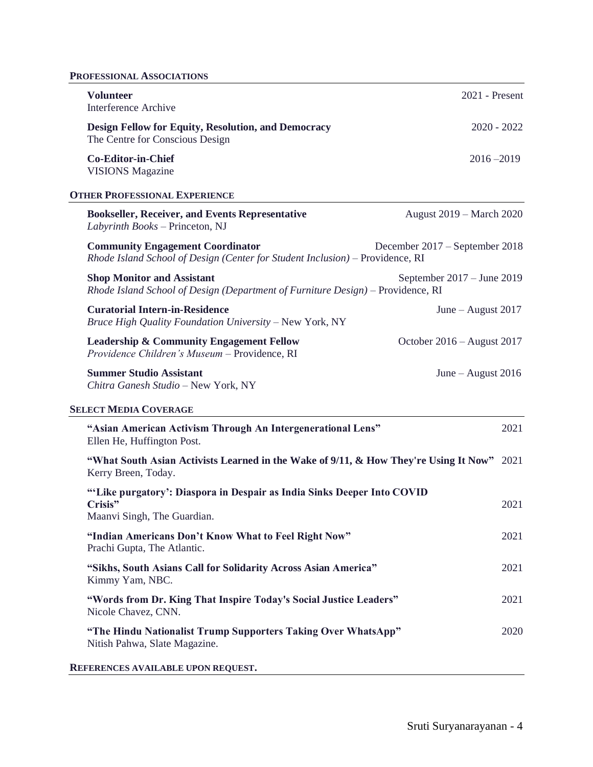## PROFESSIONAL ASSOCIATIONS

**Volunteer** — 2021 - Present
Interference Archive

**Design Fellow for Equity, Resolution, and Democracy** — 2020 - 2022
The Centre for Conscious Design

**Co-Editor-in-Chief** — 2016 –2019
VISIONS Magazine

## OTHER PROFESSIONAL EXPERIENCE

**Bookseller, Receiver, and Events Representative** — August 2019 – March 2020
*Labyrinth Books* – Princeton, NJ

**Community Engagement Coordinator** — December 2017 – September 2018
*Rhode Island School of Design (Center for Student Inclusion)* – Providence, RI

**Shop Monitor and Assistant** — September 2017 – June 2019
*Rhode Island School of Design (Department of Furniture Design)* – Providence, RI

**Curatorial Intern-in-Residence** — June – August 2017
*Bruce High Quality Foundation University* – New York, NY

**Leadership & Community Engagement Fellow** — October 2016 – August 2017
*Providence Children's Museum* – Providence, RI

**Summer Studio Assistant** — June – August 2016
*Chitra Ganesh Studio* – New York, NY

## SELECT MEDIA COVERAGE

**"Asian American Activism Through An Intergenerational Lens"** — 2021
Ellen He, Huffington Post.

**"What South Asian Activists Learned in the Wake of 9/11, & How They're Using It Now"** — 2021
Kerry Breen, Today.

**"'Like purgatory': Diaspora in Despair as India Sinks Deeper Into COVID Crisis"** — 2021
Maanvi Singh, The Guardian.

**"Indian Americans Don't Know What to Feel Right Now"** — 2021
Prachi Gupta, The Atlantic.

**"Sikhs, South Asians Call for Solidarity Across Asian America"** — 2021
Kimmy Yam, NBC.

**"Words from Dr. King That Inspire Today's Social Justice Leaders"** — 2021
Nicole Chavez, CNN.

**"The Hindu Nationalist Trump Supporters Taking Over WhatsApp"** — 2020
Nitish Pahwa, Slate Magazine.

## REFERENCES AVAILABLE UPON REQUEST.